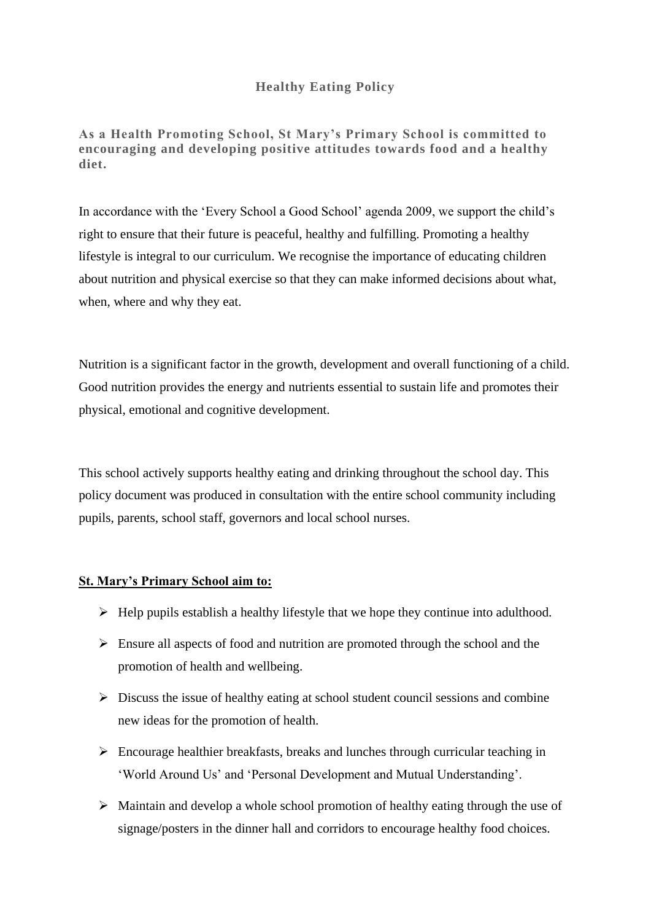# Healthy Eating Policy

**As a Health Promoting School, St Mary's Primary School is committed to encouraging and developing positive attitudes towards food and a healthy diet.**

In accordance with the 'Every School a Good School' agenda 2009, we support the child's right to ensure that their future is peaceful, healthy and fulfilling. Promoting a healthy lifestyle is integral to our curriculum. We recognise the importance of educating children about nutrition and physical exercise so that they can make informed decisions about what, when, where and why they eat.

Nutrition is a significant factor in the growth, development and overall functioning of a child. Good nutrition provides the energy and nutrients essential to sustain life and promotes their physical, emotional and cognitive development.

This school actively supports healthy eating and drinking throughout the school day. This policy document was produced in consultation with the entire school community including pupils, parents, school staff, governors and local school nurses.

**St. Mary's Primary School aim to:**

- Help pupils establish a healthy lifestyle that we hope they continue into adulthood.
- Ensure all aspects of food and nutrition are promoted through the school and the promotion of health and wellbeing.
- Discuss the issue of healthy eating at school student council sessions and combine new ideas for the promotion of health.
- Encourage healthier breakfasts, breaks and lunches through curricular teaching in 'World Around Us' and 'Personal Development and Mutual Understanding'.
- Maintain and develop a whole school promotion of healthy eating through the use of signage/posters in the dinner hall and corridors to encourage healthy food choices.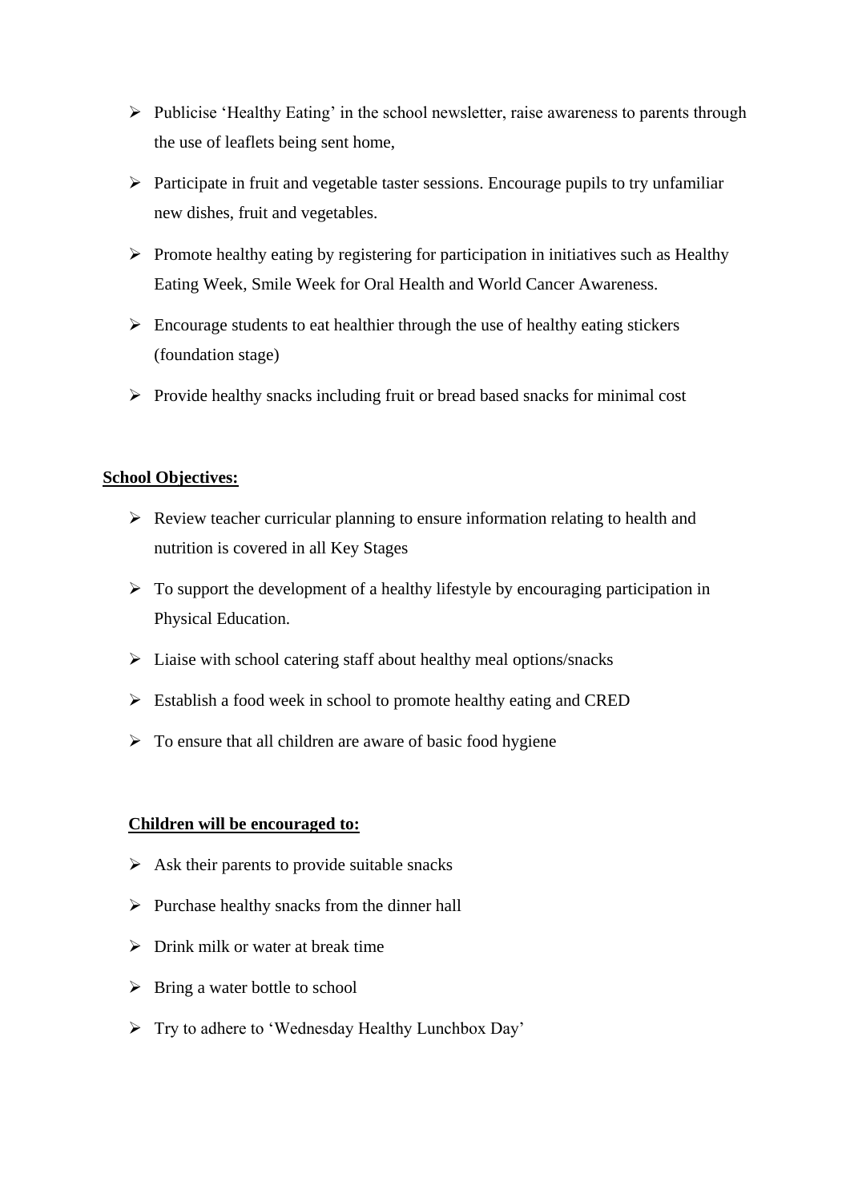- Publicise 'Healthy Eating' in the school newsletter, raise awareness to parents through the use of leaflets being sent home,
- Participate in fruit and vegetable taster sessions. Encourage pupils to try unfamiliar new dishes, fruit and vegetables.
- Promote healthy eating by registering for participation in initiatives such as Healthy Eating Week, Smile Week for Oral Health and World Cancer Awareness.
- Encourage students to eat healthier through the use of healthy eating stickers (foundation stage)
- Provide healthy snacks including fruit or bread based snacks for minimal cost

**<u>School Objectives:</u>**

- Review teacher curricular planning to ensure information relating to health and nutrition is covered in all Key Stages
- To support the development of a healthy lifestyle by encouraging participation in Physical Education.
- Liaise with school catering staff about healthy meal options/snacks
- Establish a food week in school to promote healthy eating and CRED
- To ensure that all children are aware of basic food hygiene

**<u>Children will be encouraged to:</u>**

- Ask their parents to provide suitable snacks
- Purchase healthy snacks from the dinner hall
- Drink milk or water at break time
- Bring a water bottle to school
- Try to adhere to 'Wednesday Healthy Lunchbox Day'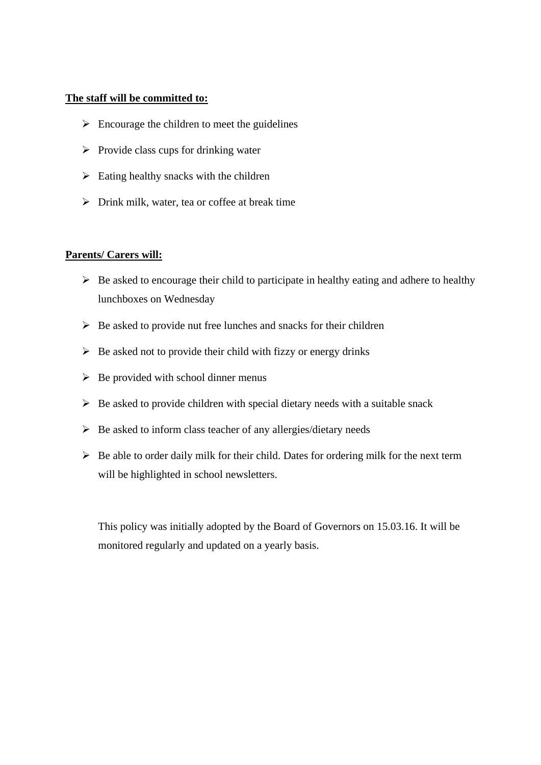**The staff will be committed to:**

- Encourage the children to meet the guidelines
- Provide class cups for drinking water
- Eating healthy snacks with the children
- Drink milk, water, tea or coffee at break time

**Parents/ Carers will:**

- Be asked to encourage their child to participate in healthy eating and adhere to healthy lunchboxes on Wednesday
- Be asked to provide nut free lunches and snacks for their children
- Be asked not to provide their child with fizzy or energy drinks
- Be provided with school dinner menus
- Be asked to provide children with special dietary needs with a suitable snack
- Be asked to inform class teacher of any allergies/dietary needs
- Be able to order daily milk for their child. Dates for ordering milk for the next term will be highlighted in school newsletters.

This policy was initially adopted by the Board of Governors on 15.03.16. It will be monitored regularly and updated on a yearly basis.